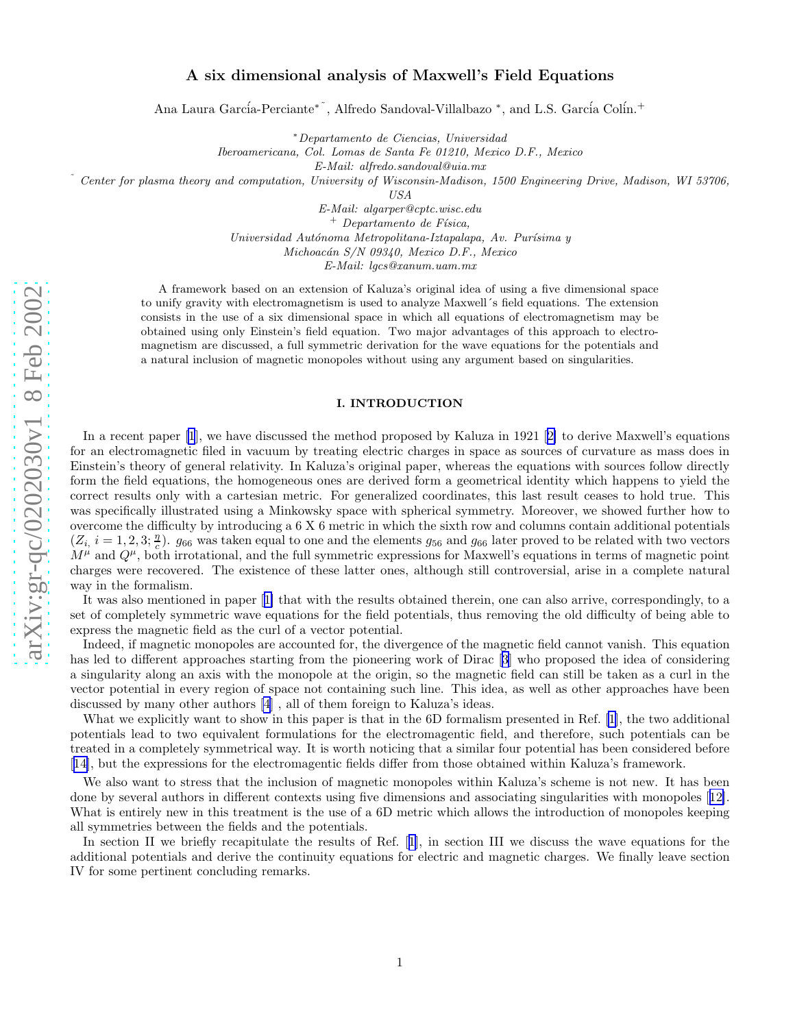# A six dimensional analysis of Maxwell's Field Equations

Ana Laura García-Perciante[*˜], Alfredo Sandoval-Villalbazo [*], and L.S. García Colín.[+]

[*] *Departamento de Ciencias, Universidad Iberoamericana, Col. Lomas de Santa Fe 01210, Mexico D.F., Mexico*
*E-Mail: alfredo.sandoval@uia.mx*

[˜] *Center for plasma theory and computation, University of Wisconsin-Madison, 1500 Engineering Drive, Madison, WI 53706, USA*
*E-Mail: algarper@cptc.wisc.edu*

[+] *Departamento de Física, Universidad Autónoma Metropolitana-Iztapalapa, Av. Purísima y Michoacán S/N 09340, Mexico D.F., Mexico*
*E-Mail: lgcs@xanum.uam.mx*

A framework based on an extension of Kaluza's original idea of using a five dimensional space to unify gravity with electromagnetism is used to analyze Maxwell´s field equations. The extension consists in the use of a six dimensional space in which all equations of electromagnetism may be obtained using only Einstein's field equation. Two major advantages of this approach to electromagnetism are discussed, a full symmetric derivation for the wave equations for the potentials and a natural inclusion of magnetic monopoles without using any argument based on singularities.

## I. INTRODUCTION

In a recent paper [1], we have discussed the method proposed by Kaluza in 1921 [2] to derive Maxwell's equations for an electromagnetic filed in vacuum by treating electric charges in space as sources of curvature as mass does in Einstein's theory of general relativity. In Kaluza's original paper, whereas the equations with sources follow directly form the field equations, the homogeneous ones are derived form a geometrical identity which happens to yield the correct results only with a cartesian metric. For generalized coordinates, this last result ceases to hold true. This was specifically illustrated using a Minkowsky space with spherical symmetry. Moreover, we showed further how to overcome the difficulty by introducing a 6 X 6 metric in which the sixth row and columns contain additional potentials ($Z_{i,}\ i = 1, 2, 3; \frac{\eta}{c}$). $g_{66}$ was taken equal to one and the elements $g_{56}$ and $g_{66}$ later proved to be related with two vectors $M^{\mu}$ and $Q^{\mu}$, both irrotational, and the full symmetric expressions for Maxwell's equations in terms of magnetic point charges were recovered. The existence of these latter ones, although still controversial, arise in a complete natural way in the formalism.

It was also mentioned in paper [1] that with the results obtained therein, one can also arrive, correspondingly, to a set of completely symmetric wave equations for the field potentials, thus removing the old difficulty of being able to express the magnetic field as the curl of a vector potential.

Indeed, if magnetic monopoles are accounted for, the divergence of the magnetic field cannot vanish. This equation has led to different approaches starting from the pioneering work of Dirac [3] who proposed the idea of considering a singularity along an axis with the monopole at the origin, so the magnetic field can still be taken as a curl in the vector potential in every region of space not containing such line. This idea, as well as other approaches have been discussed by many other authors [4] , all of them foreign to Kaluza's ideas.

What we explicitly want to show in this paper is that in the 6D formalism presented in Ref. [1], the two additional potentials lead to two equivalent formulations for the electromagentic field, and therefore, such potentials can be treated in a completely symmetrical way. It is worth noticing that a similar four potential has been considered before [14], but the expressions for the electromagentic fields differ from those obtained within Kaluza's framework.

We also want to stress that the inclusion of magnetic monopoles within Kaluza's scheme is not new. It has been done by several authors in different contexts using five dimensions and associating singularities with monopoles [12]. What is entirely new in this treatment is the use of a 6D metric which allows the introduction of monopoles keeping all symmetries between the fields and the potentials.

In section II we briefly recapitulate the results of Ref. [1], in section III we discuss the wave equations for the additional potentials and derive the continuity equations for electric and magnetic charges. We finally leave section IV for some pertinent concluding remarks.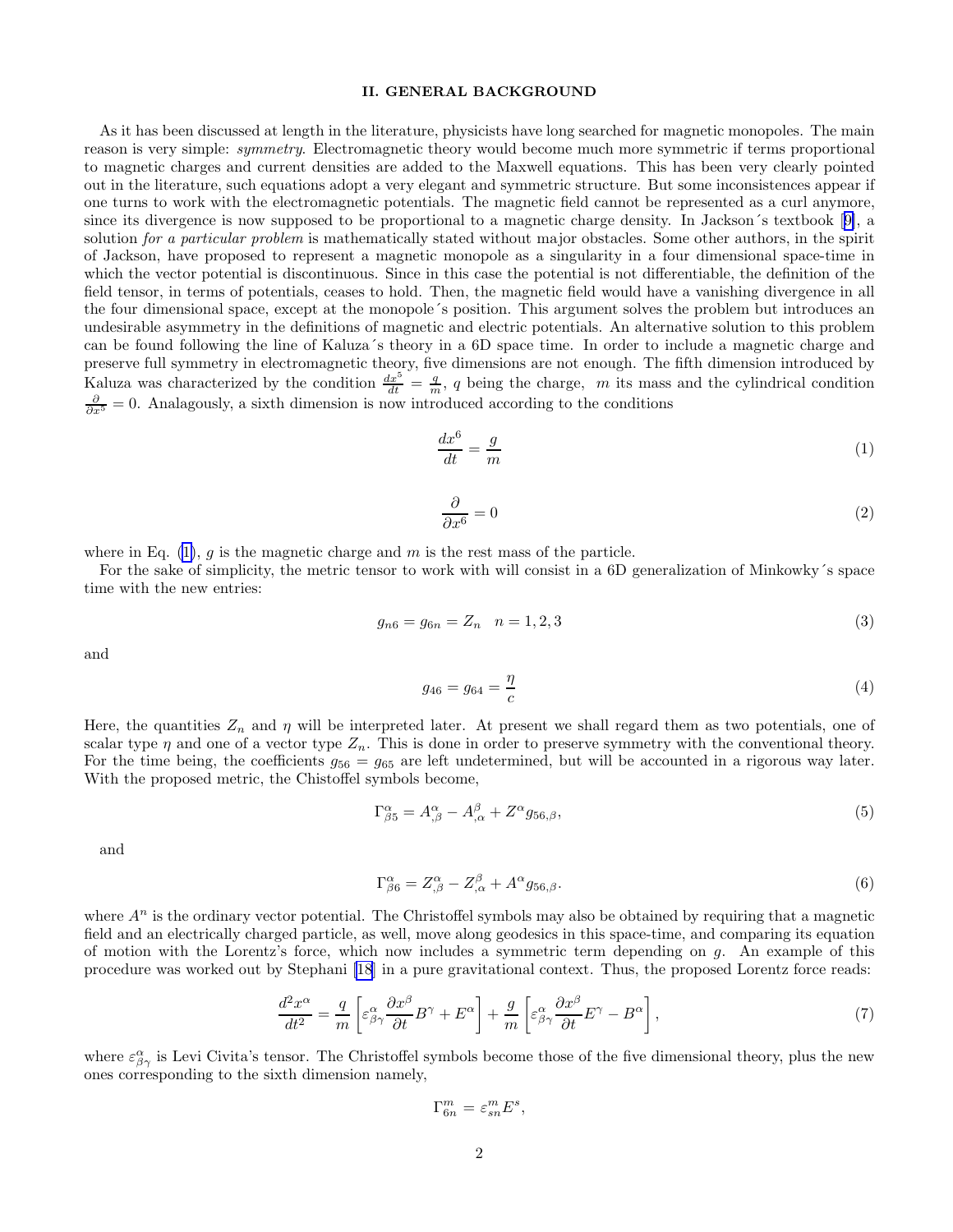## II. GENERAL BACKGROUND

As it has been discussed at length in the literature, physicists have long searched for magnetic monopoles. The main reason is very simple: *symmetry*. Electromagnetic theory would become much more symmetric if terms proportional to magnetic charges and current densities are added to the Maxwell equations. This has been very clearly pointed out in the literature, such equations adopt a very elegant and symmetric structure. But some inconsistences appear if one turns to work with the electromagnetic potentials. The magnetic field cannot be represented as a curl anymore, since its divergence is now supposed to be proportional to a magnetic charge density. In Jackson´s textbook [9], a solution *for a particular problem* is mathematically stated without major obstacles. Some other authors, in the spirit of Jackson, have proposed to represent a magnetic monopole as a singularity in a four dimensional space-time in which the vector potential is discontinuous. Since in this case the potential is not differentiable, the definition of the field tensor, in terms of potentials, ceases to hold. Then, the magnetic field would have a vanishing divergence in all the four dimensional space, except at the monopole´s position. This argument solves the problem but introduces an undesirable asymmetry in the definitions of magnetic and electric potentials. An alternative solution to this problem can be found following the line of Kaluza´s theory in a 6D space time. In order to include a magnetic charge and preserve full symmetry in electromagnetic theory, five dimensions are not enough. The fifth dimension introduced by Kaluza was characterized by the condition $\frac{dx^5}{dt} = \frac{q}{m}$, $q$ being the charge, $m$ its mass and the cylindrical condition $\frac{\partial}{\partial x^5} = 0$. Analagously, a sixth dimension is now introduced according to the conditions

$$\frac{dx^6}{dt} = \frac{g}{m} \tag{1}$$

$$\frac{\partial}{\partial x^6} = 0 \tag{2}$$

where in Eq. (1), $g$ is the magnetic charge and $m$ is the rest mass of the particle.

For the sake of simplicity, the metric tensor to work with will consist in a 6D generalization of Minkowky´s space time with the new entries:

$$g_{n6} = g_{6n} = Z_n \quad n = 1, 2, 3 \tag{3}$$

and

$$g_{46} = g_{64} = \frac{\eta}{c} \tag{4}$$

Here, the quantities $Z_n$ and $\eta$ will be interpreted later. At present we shall regard them as two potentials, one of scalar type $\eta$ and one of a vector type $Z_n$. This is done in order to preserve symmetry with the conventional theory. For the time being, the coefficients $g_{56} = g_{65}$ are left undetermined, but will be accounted in a rigorous way later. With the proposed metric, the Chistoffel symbols become,

$$\Gamma^{\alpha}_{\beta 5} = A^{\alpha}_{,\beta} - A^{\beta}_{,\alpha} + Z^{\alpha} g_{56,\beta}, \tag{5}$$

and

$$\Gamma^{\alpha}_{\beta 6} = Z^{\alpha}_{,\beta} - Z^{\beta}_{,\alpha} + A^{\alpha} g_{56,\beta}. \tag{6}$$

where $A^n$ is the ordinary vector potential. The Christoffel symbols may also be obtained by requiring that a magnetic field and an electrically charged particle, as well, move along geodesics in this space-time, and comparing its equation of motion with the Lorentz's force, which now includes a symmetric term depending on $g$. An example of this procedure was worked out by Stephani [18] in a pure gravitational context. Thus, the proposed Lorentz force reads:

$$\frac{d^2 x^{\alpha}}{dt^2} = \frac{q}{m}\left[\varepsilon^{\alpha}_{\beta\gamma}\frac{\partial x^{\beta}}{\partial t} B^{\gamma} + E^{\alpha}\right] + \frac{g}{m}\left[\varepsilon^{\alpha}_{\beta\gamma}\frac{\partial x^{\beta}}{\partial t} E^{\gamma} - B^{\alpha}\right], \tag{7}$$

where $\varepsilon^{\alpha}_{\beta\gamma}$ is Levi Civita's tensor. The Christoffel symbols become those of the five dimensional theory, plus the new ones corresponding to the sixth dimension namely,

$$\Gamma^{m}_{6n} = \varepsilon^{m}_{sn} E^{s},$$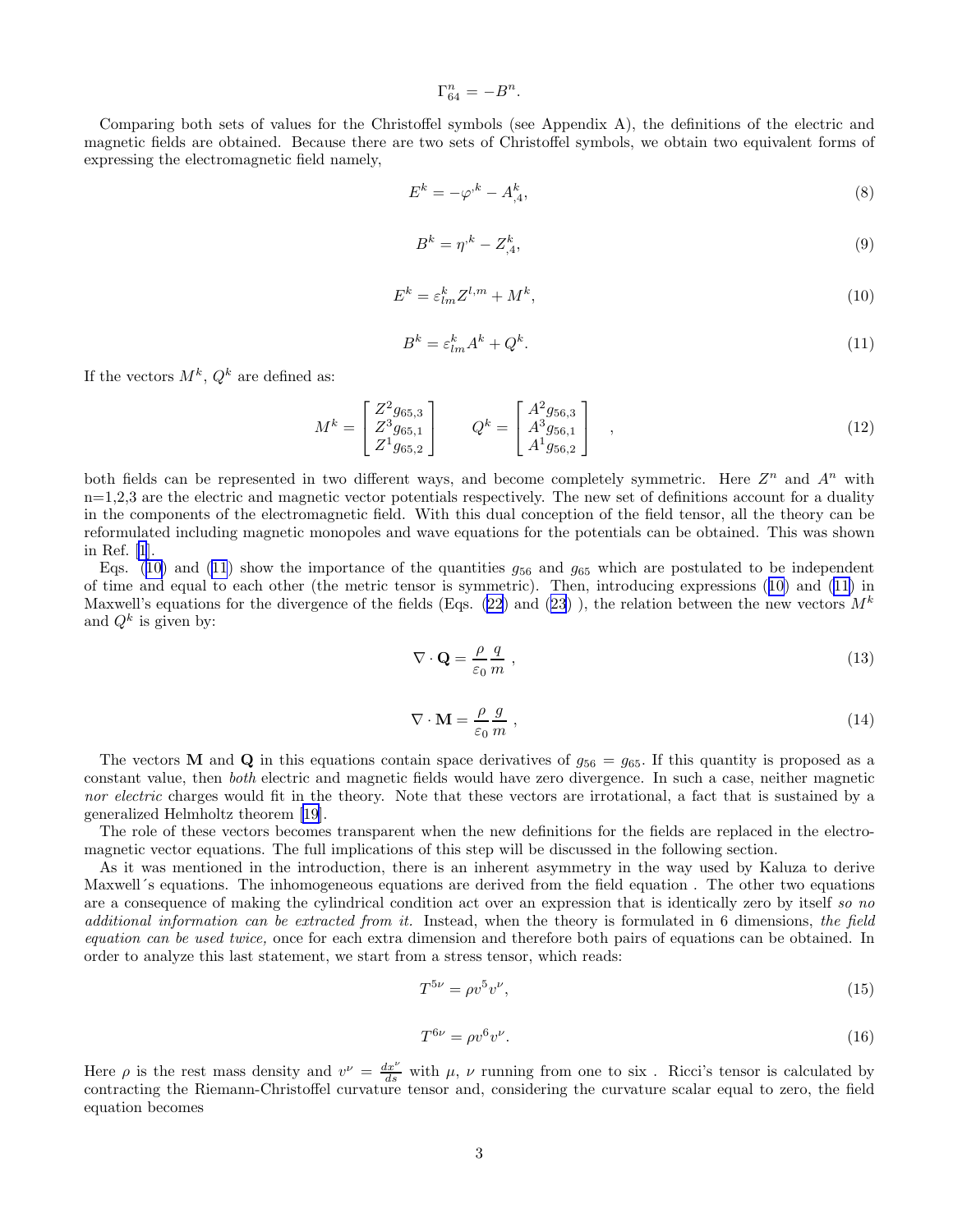$$\Gamma^n_{64} = -B^n.$$

Comparing both sets of values for the Christoffel symbols (see Appendix A), the definitions of the electric and magnetic fields are obtained. Because there are two sets of Christoffel symbols, we obtain two equivalent forms of expressing the electromagnetic field namely,

$$E^k = -\varphi^{,k} - A^k_{,4}, \tag{8}$$

$$B^k = \eta^{,k} - Z^k_{,4}, \tag{9}$$

$$E^k = \varepsilon^k_{lm} Z^{l,m} + M^k, \tag{10}$$

$$B^k = \varepsilon^k_{lm} A^k + Q^k. \tag{11}$$

If the vectors $M^k$, $Q^k$ are defined as:

$$M^k = \begin{bmatrix} Z^2 g_{65,3} \\ Z^3 g_{65,1} \\ Z^1 g_{65,2} \end{bmatrix} \qquad Q^k = \begin{bmatrix} A^2 g_{56,3} \\ A^3 g_{56,1} \\ A^1 g_{56,2} \end{bmatrix} \quad , \tag{12}$$

both fields can be represented in two different ways, and become completely symmetric. Here $Z^n$ and $A^n$ with n=1,2,3 are the electric and magnetic vector potentials respectively. The new set of definitions account for a duality in the components of the electromagnetic field. With this dual conception of the field tensor, all the theory can be reformulated including magnetic monopoles and wave equations for the potentials can be obtained. This was shown in Ref. [1].

Eqs. (10) and (11) show the importance of the quantities $g_{56}$ and $g_{65}$ which are postulated to be independent of time and equal to each other (the metric tensor is symmetric). Then, introducing expressions (10) and (11) in Maxwell's equations for the divergence of the fields (Eqs. (22) and (23) ), the relation between the new vectors $M^k$ and $Q^k$ is given by:

$$\nabla \cdot \mathbf{Q} = \frac{\rho}{\varepsilon_0} \frac{q}{m} \ , \tag{13}$$

$$\nabla \cdot \mathbf{M} = \frac{\rho}{\varepsilon_0} \frac{g}{m} \ , \tag{14}$$

The vectors $\mathbf{M}$ and $\mathbf{Q}$ in this equations contain space derivatives of $g_{56} = g_{65}$. If this quantity is proposed as a constant value, then *both* electric and magnetic fields would have zero divergence. In such a case, neither magnetic *nor electric* charges would fit in the theory. Note that these vectors are irrotational, a fact that is sustained by a generalized Helmholtz theorem [19].

The role of these vectors becomes transparent when the new definitions for the fields are replaced in the electromagnetic vector equations. The full implications of this step will be discussed in the following section.

As it was mentioned in the introduction, there is an inherent asymmetry in the way used by Kaluza to derive Maxwell´s equations. The inhomogeneous equations are derived from the field equation . The other two equations are a consequence of making the cylindrical condition act over an expression that is identically zero by itself *so no additional information can be extracted from it.* Instead, when the theory is formulated in 6 dimensions, *the field equation can be used twice,* once for each extra dimension and therefore both pairs of equations can be obtained. In order to analyze this last statement, we start from a stress tensor, which reads:

$$T^{5\nu} = \rho v^5 v^\nu, \tag{15}$$

$$T^{6\nu} = \rho v^6 v^\nu. \tag{16}$$

Here $\rho$ is the rest mass density and $v^\nu = \frac{dx^\nu}{ds}$ with $\mu$, $\nu$ running from one to six . Ricci's tensor is calculated by contracting the Riemann-Christoffel curvature tensor and, considering the curvature scalar equal to zero, the field equation becomes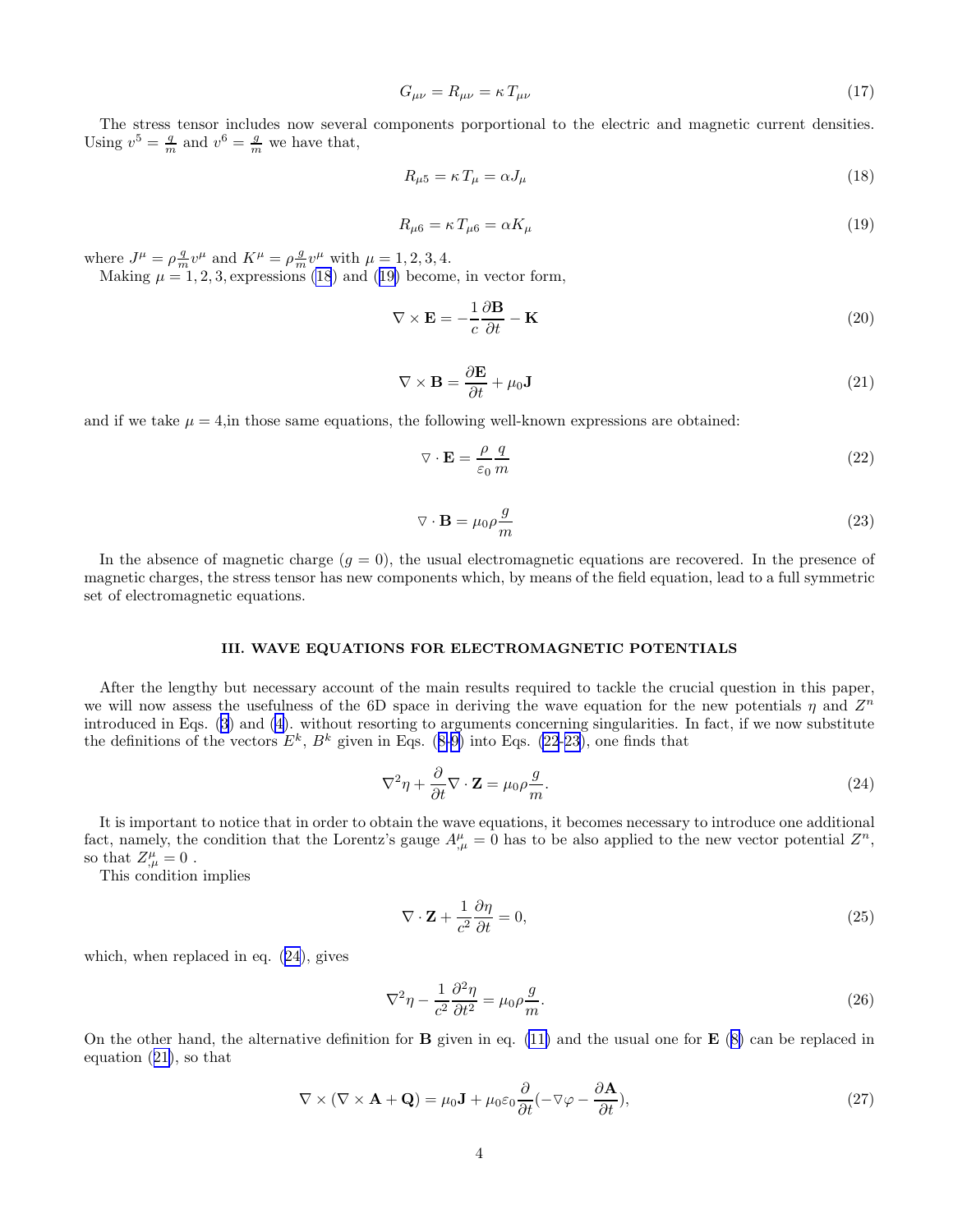$$G_{\mu\nu} = R_{\mu\nu} = \kappa \, T_{\mu\nu} \tag{17}$$

The stress tensor includes now several components porportional to the electric and magnetic current densities. Using $v^5 = \frac{q}{m}$ and $v^6 = \frac{g}{m}$ we have that,

$$R_{\mu 5} = \kappa \, T_{\mu} = \alpha J_{\mu} \tag{18}$$

$$R_{\mu 6} = \kappa \, T_{\mu 6} = \alpha K_{\mu} \tag{19}$$

where $J^{\mu} = \rho \frac{q}{m} v^{\mu}$ and $K^{\mu} = \rho \frac{g}{m} v^{\mu}$ with $\mu = 1, 2, 3, 4$.

Making $\mu = 1, 2, 3,$ expressions (18) and (19) become, in vector form,

$$\nabla \times \mathbf{E} = -\frac{1}{c} \frac{\partial \mathbf{B}}{\partial t} - \mathbf{K} \tag{20}$$

$$\nabla \times \mathbf{B} = \frac{\partial \mathbf{E}}{\partial t} + \mu_0 \mathbf{J} \tag{21}$$

and if we take $\mu = 4$,in those same equations, the following well-known expressions are obtained:

$$\nabla \cdot \mathbf{E} = \frac{\rho}{\varepsilon_0} \frac{q}{m} \tag{22}$$

$$\nabla \cdot \mathbf{B} = \mu_0 \rho \frac{g}{m} \tag{23}$$

In the absence of magnetic charge ($g = 0$), the usual electromagnetic equations are recovered. In the presence of magnetic charges, the stress tensor has new components which, by means of the field equation, lead to a full symmetric set of electromagnetic equations.

## III. WAVE EQUATIONS FOR ELECTROMAGNETIC POTENTIALS

After the lengthy but necessary account of the main results required to tackle the crucial question in this paper, we will now assess the usefulness of the 6D space in deriving the wave equation for the new potentials $\eta$ and $Z^n$ introduced in Eqs. (3) and (4). without resorting to arguments concerning singularities. In fact, if we now substitute the definitions of the vectors $E^k$, $B^k$ given in Eqs. (8-9) into Eqs. (22-23), one finds that

$$\nabla^2 \eta + \frac{\partial}{\partial t} \nabla \cdot \mathbf{Z} = \mu_0 \rho \frac{g}{m}. \tag{24}$$

It is important to notice that in order to obtain the wave equations, it becomes necessary to introduce one additional fact, namely, the condition that the Lorentz's gauge $A^{\mu}_{,\mu} = 0$ has to be also applied to the new vector potential $Z^n$, so that $Z^{\mu}_{,\mu} = 0$ .

This condition implies

$$\nabla \cdot \mathbf{Z} + \frac{1}{c^2} \frac{\partial \eta}{\partial t} = 0, \tag{25}$$

which, when replaced in eq. (24), gives

$$\nabla^2 \eta - \frac{1}{c^2} \frac{\partial^2 \eta}{\partial t^2} = \mu_0 \rho \frac{g}{m}. \tag{26}$$

On the other hand, the alternative definition for $\mathbf{B}$ given in eq. (11) and the usual one for $\mathbf{E}$ (8) can be replaced in equation (21), so that

$$\nabla \times (\nabla \times \mathbf{A} + \mathbf{Q}) = \mu_0 \mathbf{J} + \mu_0 \varepsilon_0 \frac{\partial}{\partial t} (-\nabla \varphi - \frac{\partial \mathbf{A}}{\partial t}), \tag{27}$$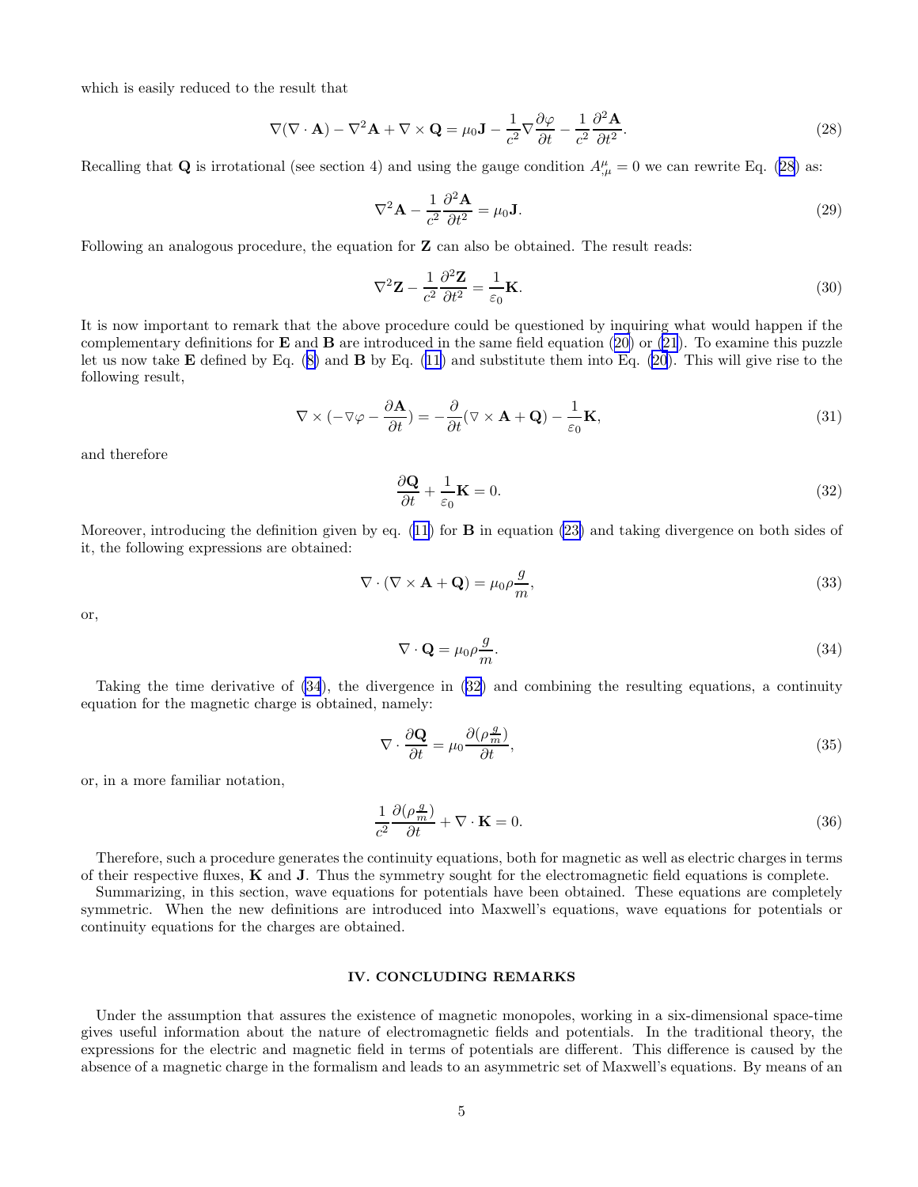which is easily reduced to the result that

$$\nabla(\nabla \cdot \mathbf{A}) - \nabla^2 \mathbf{A} + \nabla \times \mathbf{Q} = \mu_0 \mathbf{J} - \frac{1}{c^2} \nabla \frac{\partial \varphi}{\partial t} - \frac{1}{c^2} \frac{\partial^2 \mathbf{A}}{\partial t^2}. \tag{28}$$

Recalling that $\mathbf{Q}$ is irrotational (see section 4) and using the gauge condition $A^\mu_{;\mu} = 0$ we can rewrite Eq. (28) as:

$$\nabla^2 \mathbf{A} - \frac{1}{c^2} \frac{\partial^2 \mathbf{A}}{\partial t^2} = \mu_0 \mathbf{J}. \tag{29}$$

Following an analogous procedure, the equation for $\mathbf{Z}$ can also be obtained. The result reads:

$$\nabla^2 \mathbf{Z} - \frac{1}{c^2} \frac{\partial^2 \mathbf{Z}}{\partial t^2} = \frac{1}{\varepsilon_0} \mathbf{K}. \tag{30}$$

It is now important to remark that the above procedure could be questioned by inquiring what would happen if the complementary definitions for $\mathbf{E}$ and $\mathbf{B}$ are introduced in the same field equation (20) or (21). To examine this puzzle let us now take $\mathbf{E}$ defined by Eq. (8) and $\mathbf{B}$ by Eq. (11) and substitute them into Eq. (20). This will give rise to the following result,

$$\nabla \times (-\nabla \varphi - \frac{\partial \mathbf{A}}{\partial t}) = -\frac{\partial}{\partial t}(\nabla \times \mathbf{A} + \mathbf{Q}) - \frac{1}{\varepsilon_0} \mathbf{K}, \tag{31}$$

and therefore

$$\frac{\partial \mathbf{Q}}{\partial t} + \frac{1}{\varepsilon_0} \mathbf{K} = 0. \tag{32}$$

Moreover, introducing the definition given by eq. (11) for $\mathbf{B}$ in equation (23) and taking divergence on both sides of it, the following expressions are obtained:

$$\nabla \cdot (\nabla \times \mathbf{A} + \mathbf{Q}) = \mu_0 \rho \frac{g}{m}, \tag{33}$$

or,

$$\nabla \cdot \mathbf{Q} = \mu_0 \rho \frac{g}{m}. \tag{34}$$

Taking the time derivative of (34), the divergence in (32) and combining the resulting equations, a continuity equation for the magnetic charge is obtained, namely:

$$\nabla \cdot \frac{\partial \mathbf{Q}}{\partial t} = \mu_0 \frac{\partial (\rho \frac{g}{m})}{\partial t}, \tag{35}$$

or, in a more familiar notation,

$$\frac{1}{c^2} \frac{\partial (\rho \frac{g}{m})}{\partial t} + \nabla \cdot \mathbf{K} = 0. \tag{36}$$

Therefore, such a procedure generates the continuity equations, both for magnetic as well as electric charges in terms of their respective fluxes, $\mathbf{K}$ and $\mathbf{J}$. Thus the symmetry sought for the electromagnetic field equations is complete.

Summarizing, in this section, wave equations for potentials have been obtained. These equations are completely symmetric. When the new definitions are introduced into Maxwell's equations, wave equations for potentials or continuity equations for the charges are obtained.

## IV. CONCLUDING REMARKS

Under the assumption that assures the existence of magnetic monopoles, working in a six-dimensional space-time gives useful information about the nature of electromagnetic fields and potentials. In the traditional theory, the expressions for the electric and magnetic field in terms of potentials are different. This difference is caused by the absence of a magnetic charge in the formalism and leads to an asymmetric set of Maxwell's equations. By means of an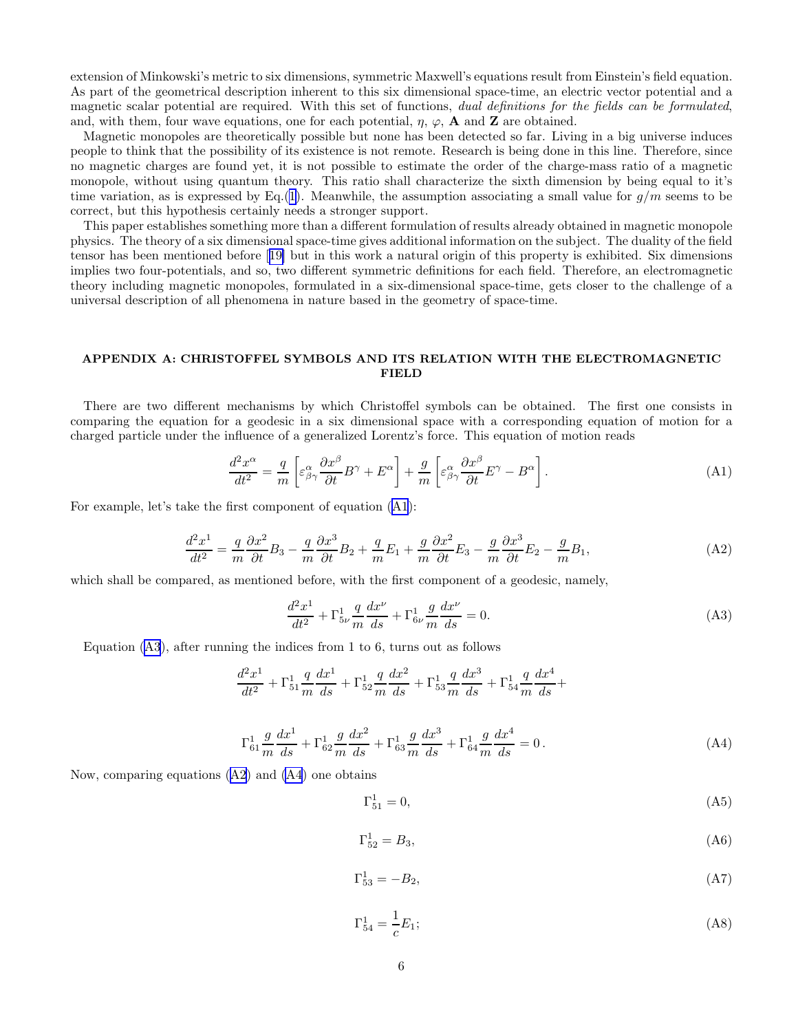extension of Minkowski's metric to six dimensions, symmetric Maxwell's equations result from Einstein's field equation. As part of the geometrical description inherent to this six dimensional space-time, an electric vector potential and a magnetic scalar potential are required. With this set of functions, *dual definitions for the fields can be formulated*, and, with them, four wave equations, one for each potential, $\eta$, $\varphi$, $\mathbf{A}$ and $\mathbf{Z}$ are obtained.

Magnetic monopoles are theoretically possible but none has been detected so far. Living in a big universe induces people to think that the possibility of its existence is not remote. Research is being done in this line. Therefore, since no magnetic charges are found yet, it is not possible to estimate the order of the charge-mass ratio of a magnetic monopole, without using quantum theory. This ratio shall characterize the sixth dimension by being equal to it's time variation, as is expressed before Eq.(1). Meanwhile, the assumption associating a small value for $g/m$ seems to be correct, but this hypothesis certainly needs a stronger support.

This paper establishes something more than a different formulation of results already obtained in magnetic monopole physics. The theory of a six dimensional space-time gives additional information on the subject. The duality of the field tensor has been mentioned before [19] but in this work a natural origin of this property is exhibited. Six dimensions implies two four-potentials, and so, two different symmetric definitions for each field. Therefore, an electromagnetic theory including magnetic monopoles, formulated in a six-dimensional space-time, gets closer to the challenge of a universal description of all phenomena in nature based in the geometry of space-time.

## APPENDIX A: CHRISTOFFEL SYMBOLS AND ITS RELATION WITH THE ELECTROMAGNETIC FIELD

There are two different mechanisms by which Christoffel symbols can be obtained. The first one consists in comparing the equation for a geodesic in a six dimensional space with a corresponding equation of motion for a charged particle under the influence of a generalized Lorentz's force. This equation of motion reads

$$\frac{d^2x^\alpha}{dt^2} = \frac{q}{m}\left[\varepsilon^\alpha_{\beta\gamma}\frac{\partial x^\beta}{\partial t}B^\gamma + E^\alpha\right] + \frac{g}{m}\left[\varepsilon^\alpha_{\beta\gamma}\frac{\partial x^\beta}{\partial t}E^\gamma - B^\alpha\right]. \tag{A1}$$

For example, let's take the first component of equation (A1):

$$\frac{d^2x^1}{dt^2} = \frac{q}{m}\frac{\partial x^2}{\partial t}B_3 - \frac{q}{m}\frac{\partial x^3}{\partial t}B_2 + \frac{q}{m}E_1 + \frac{g}{m}\frac{\partial x^2}{\partial t}E_3 - \frac{g}{m}\frac{\partial x^3}{\partial t}E_2 - \frac{g}{m}B_1, \tag{A2}$$

which shall be compared, as mentioned before, with the first component of a geodesic, namely,

$$\frac{d^2x^1}{dt^2} + \Gamma^1_{5\nu}\frac{q}{m}\frac{dx^\nu}{ds} + \Gamma^1_{6\nu}\frac{g}{m}\frac{dx^\nu}{ds} = 0. \tag{A3}$$

Equation (A3), after running the indices from 1 to 6, turns out as follows

$$\frac{d^2x^1}{dt^2} + \Gamma^1_{51}\frac{q}{m}\frac{dx^1}{ds} + \Gamma^1_{52}\frac{q}{m}\frac{dx^2}{ds} + \Gamma^1_{53}\frac{q}{m}\frac{dx^3}{ds} + \Gamma^1_{54}\frac{q}{m}\frac{dx^4}{ds} +$$

$$\Gamma^1_{61}\frac{g}{m}\frac{dx^1}{ds} + \Gamma^1_{62}\frac{g}{m}\frac{dx^2}{ds} + \Gamma^1_{63}\frac{g}{m}\frac{dx^3}{ds} + \Gamma^1_{64}\frac{g}{m}\frac{dx^4}{ds} = 0\,. \tag{A4}$$

Now, comparing equations (A2) and (A4) one obtains

$$\Gamma^1_{51} = 0, \tag{A5}$$

$$\Gamma^1_{52} = B_3, \tag{A6}$$

$$\Gamma^1_{53} = -B_2, \tag{A7}$$

$$\Gamma^1_{54} = \frac{1}{c}E_1; \tag{A8}$$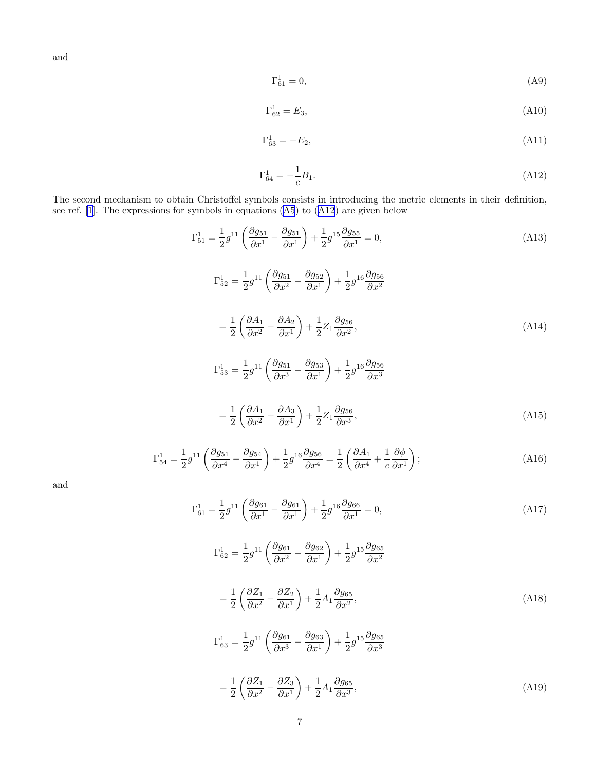and

$$\Gamma^1_{61} = 0, \tag{A9}$$

$$\Gamma^1_{62} = E_3, \tag{A10}$$

$$\Gamma^1_{63} = -E_2, \tag{A11}$$

$$\Gamma^1_{64} = -\frac{1}{c} B_1. \tag{A12}$$

The second mechanism to obtain Christoffel symbols consists in introducing the metric elements in their definition, see ref. [1]. The expressions for symbols in equations (A5) to (A12) are given below

$$\Gamma^1_{51} = \frac{1}{2} g^{11} \left( \frac{\partial g_{51}}{\partial x^1} - \frac{\partial g_{51}}{\partial x^1} \right) + \frac{1}{2} g^{15} \frac{\partial g_{55}}{\partial x^1} = 0, \tag{A13}$$

$$\Gamma^1_{52} = \frac{1}{2} g^{11} \left( \frac{\partial g_{51}}{\partial x^2} - \frac{\partial g_{52}}{\partial x^1} \right) + \frac{1}{2} g^{16} \frac{\partial g_{56}}{\partial x^2}$$

$$= \frac{1}{2} \left( \frac{\partial A_1}{\partial x^2} - \frac{\partial A_2}{\partial x^1} \right) + \frac{1}{2} Z_1 \frac{\partial g_{56}}{\partial x^2}, \tag{A14}$$

$$\Gamma^1_{53} = \frac{1}{2} g^{11} \left( \frac{\partial g_{51}}{\partial x^3} - \frac{\partial g_{53}}{\partial x^1} \right) + \frac{1}{2} g^{16} \frac{\partial g_{56}}{\partial x^3}$$

$$= \frac{1}{2} \left( \frac{\partial A_1}{\partial x^2} - \frac{\partial A_3}{\partial x^1} \right) + \frac{1}{2} Z_1 \frac{\partial g_{56}}{\partial x^3}, \tag{A15}$$

$$\Gamma^1_{54} = \frac{1}{2} g^{11} \left( \frac{\partial g_{51}}{\partial x^4} - \frac{\partial g_{54}}{\partial x^1} \right) + \frac{1}{2} g^{16} \frac{\partial g_{56}}{\partial x^4} = \frac{1}{2} \left( \frac{\partial A_1}{\partial x^4} + \frac{1}{c} \frac{\partial \phi}{\partial x^1} \right); \tag{A16}$$

and

$$\Gamma^1_{61} = \frac{1}{2} g^{11} \left( \frac{\partial g_{61}}{\partial x^1} - \frac{\partial g_{61}}{\partial x^1} \right) + \frac{1}{2} g^{16} \frac{\partial g_{66}}{\partial x^1} = 0, \tag{A17}$$

$$\Gamma^1_{62} = \frac{1}{2} g^{11} \left( \frac{\partial g_{61}}{\partial x^2} - \frac{\partial g_{62}}{\partial x^1} \right) + \frac{1}{2} g^{15} \frac{\partial g_{65}}{\partial x^2}$$

$$= \frac{1}{2} \left( \frac{\partial Z_1}{\partial x^2} - \frac{\partial Z_2}{\partial x^1} \right) + \frac{1}{2} A_1 \frac{\partial g_{65}}{\partial x^2}, \tag{A18}$$

$$\Gamma^1_{63} = \frac{1}{2} g^{11} \left( \frac{\partial g_{61}}{\partial x^3} - \frac{\partial g_{63}}{\partial x^1} \right) + \frac{1}{2} g^{15} \frac{\partial g_{65}}{\partial x^3}$$

$$= \frac{1}{2} \left( \frac{\partial Z_1}{\partial x^2} - \frac{\partial Z_3}{\partial x^1} \right) + \frac{1}{2} A_1 \frac{\partial g_{65}}{\partial x^3}, \tag{A19}$$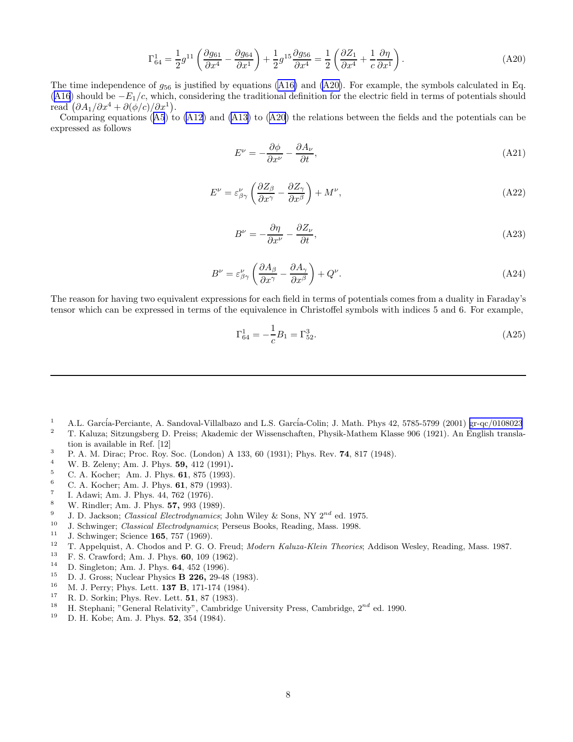$$\Gamma^1_{64} = \frac{1}{2} g^{11} \left( \frac{\partial g_{61}}{\partial x^4} - \frac{\partial g_{64}}{\partial x^1} \right) + \frac{1}{2} g^{15} \frac{\partial g_{56}}{\partial x^4} = \frac{1}{2} \left( \frac{\partial Z_1}{\partial x^4} + \frac{1}{c} \frac{\partial \eta}{\partial x^1} \right). \tag{A20}$$

The time independence of $g_{56}$ is justified by equations (A16) and (A20). For example, the symbols calculated in Eq. (A16) should be $-E_1/c$, which, considering the traditional definition for the electric field in terms of potentials should read $\left( \partial A_1 / \partial x^4 + \partial(\phi/c)/\partial x^1 \right)$.

Comparing equations (A5) to (A12) and (A13) to (A20) the relations between the fields and the potentials can be expressed as follows

$$E^\nu = -\frac{\partial \phi}{\partial x^\nu} - \frac{\partial A_\nu}{\partial t}, \tag{A21}$$

$$E^\nu = \varepsilon^\nu_{\beta\gamma} \left( \frac{\partial Z_\beta}{\partial x^\gamma} - \frac{\partial Z_\gamma}{\partial x^\beta} \right) + M^\nu, \tag{A22}$$

$$B^\nu = -\frac{\partial \eta}{\partial x^\nu} - \frac{\partial Z_\nu}{\partial t}, \tag{A23}$$

$$B^\nu = \varepsilon^\nu_{\beta\gamma} \left( \frac{\partial A_\beta}{\partial x^\gamma} - \frac{\partial A_\gamma}{\partial x^\beta} \right) + Q^\nu. \tag{A24}$$

The reason for having two equivalent expressions for each field in terms of potentials comes from a duality in Faraday's tensor which can be expressed in terms of the equivalence in Christoffel symbols with indices 5 and 6. For example,

$$\Gamma^1_{64} = -\frac{1}{c} B_1 = \Gamma^3_{52}. \tag{A25}$$

---

1. A.L. García-Perciante, A. Sandoval-Villalbazo and L.S. García-Colin; J. Math. Phys 42, 5785-5799 (2001) gr-qc/0108023
2. T. Kaluza; Sitzungsberg D. Preiss; Akademic der Wissenschaften, Physik-Mathem Klasse 906 (1921). An English translation is available in Ref. [12]
3. P. A. M. Dirac; Proc. Roy. Soc. (London) A 133, 60 (1931); Phys. Rev. **74**, 817 (1948).
4. W. B. Zeleny; Am. J. Phys. **59,** 412 (1991)**.**
5. C. A. Kocher; Am. J. Phys. **61**, 875 (1993).
6. C. A. Kocher; Am. J. Phys. **61**, 879 (1993).
7. I. Adawi; Am. J. Phys. 44, 762 (1976).
8. W. Rindler; Am. J. Phys. **57,** 993 (1989).
9. J. D. Jackson; *Classical Electrodynamics*; John Wiley & Sons, NY $2^{nd}$ ed. 1975.
10. J. Schwinger; *Classical Electrodynamics*; Perseus Books, Reading, Mass. 1998.
11. J. Schwinger; Science **165**, 757 (1969).
12. T. Appelquist, A. Chodos and P. G. O. Freud; *Modern Kaluza-Klein Theories*; Addison Wesley, Reading, Mass. 1987.
13. F. S. Crawford; Am. J. Phys. **60**, 109 (1962).
14. D. Singleton; Am. J. Phys. **64**, 452 (1996).
15. D. J. Gross; Nuclear Physics **B 226,** 29-48 (1983).
16. M. J. Perry; Phys. Lett. **137 B**, 171-174 (1984).
17. R. D. Sorkin; Phys. Rev. Lett. **51**, 87 (1983).
18. H. Stephani; "General Relativity", Cambridge University Press, Cambridge, $2^{nd}$ ed. 1990.
19. D. H. Kobe; Am. J. Phys. **52**, 354 (1984).